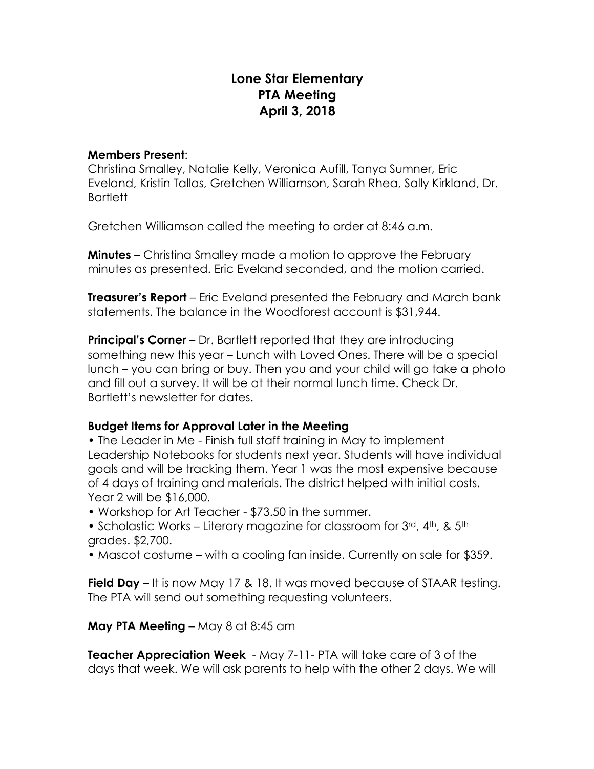# Lone Star Elementary
# PTA Meeting
# April 3, 2018

**Members Present**:
Christina Smalley, Natalie Kelly, Veronica Aufill, Tanya Sumner, Eric Eveland, Kristin Tallas, Gretchen Williamson, Sarah Rhea, Sally Kirkland, Dr. Bartlett

Gretchen Williamson called the meeting to order at 8:46 a.m.

**Minutes –** Christina Smalley made a motion to approve the February minutes as presented. Eric Eveland seconded, and the motion carried.

**Treasurer's Report** – Eric Eveland presented the February and March bank statements. The balance in the Woodforest account is $31,944.

**Principal's Corner** – Dr. Bartlett reported that they are introducing something new this year – Lunch with Loved Ones. There will be a special lunch – you can bring or buy. Then you and your child will go take a photo and fill out a survey. It will be at their normal lunch time. Check Dr. Bartlett's newsletter for dates.

**Budget Items for Approval Later in the Meeting**

- The Leader in Me - Finish full staff training in May to implement Leadership Notebooks for students next year. Students will have individual goals and will be tracking them. Year 1 was the most expensive because of 4 days of training and materials. The district helped with initial costs. Year 2 will be $16,000.
- Workshop for Art Teacher - $73.50 in the summer.
- Scholastic Works – Literary magazine for classroom for 3rd, 4th, & 5th grades. $2,700.
- Mascot costume – with a cooling fan inside. Currently on sale for $359.

**Field Day** – It is now May 17 & 18. It was moved because of STAAR testing. The PTA will send out something requesting volunteers.

**May PTA Meeting** – May 8 at 8:45 am

**Teacher Appreciation Week** - May 7-11- PTA will take care of 3 of the days that week. We will ask parents to help with the other 2 days. We will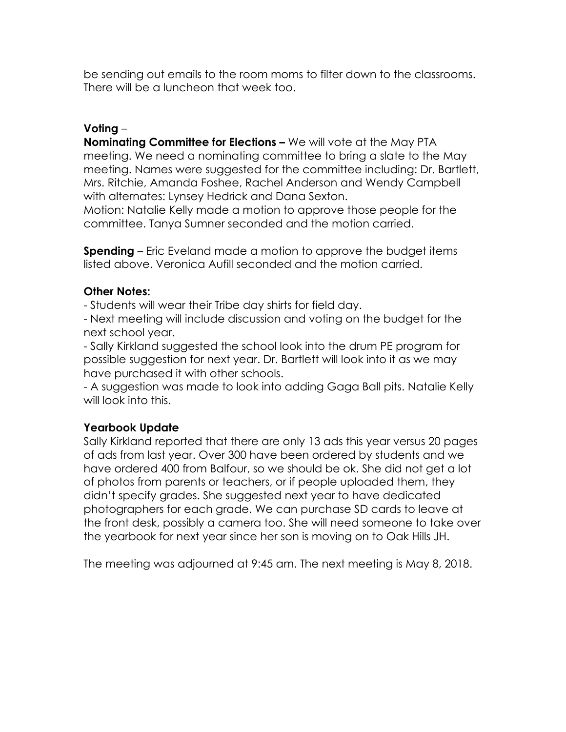be sending out emails to the room moms to filter down to the classrooms. There will be a luncheon that week too.

**Voting** –

**Nominating Committee for Elections –** We will vote at the May PTA meeting. We need a nominating committee to bring a slate to the May meeting. Names were suggested for the committee including: Dr. Bartlett, Mrs. Ritchie, Amanda Foshee, Rachel Anderson and Wendy Campbell with alternates: Lynsey Hedrick and Dana Sexton.

Motion: Natalie Kelly made a motion to approve those people for the committee. Tanya Sumner seconded and the motion carried.

**Spending** – Eric Eveland made a motion to approve the budget items listed above. Veronica Aufill seconded and the motion carried.

**Other Notes:**

- Students will wear their Tribe day shirts for field day.
- Next meeting will include discussion and voting on the budget for the next school year.
- Sally Kirkland suggested the school look into the drum PE program for possible suggestion for next year. Dr. Bartlett will look into it as we may have purchased it with other schools.
- A suggestion was made to look into adding Gaga Ball pits. Natalie Kelly will look into this.

**Yearbook Update**

Sally Kirkland reported that there are only 13 ads this year versus 20 pages of ads from last year. Over 300 have been ordered by students and we have ordered 400 from Balfour, so we should be ok. She did not get a lot of photos from parents or teachers, or if people uploaded them, they didn't specify grades. She suggested next year to have dedicated photographers for each grade. We can purchase SD cards to leave at the front desk, possibly a camera too. She will need someone to take over the yearbook for next year since her son is moving on to Oak Hills JH.

The meeting was adjourned at 9:45 am. The next meeting is May 8, 2018.